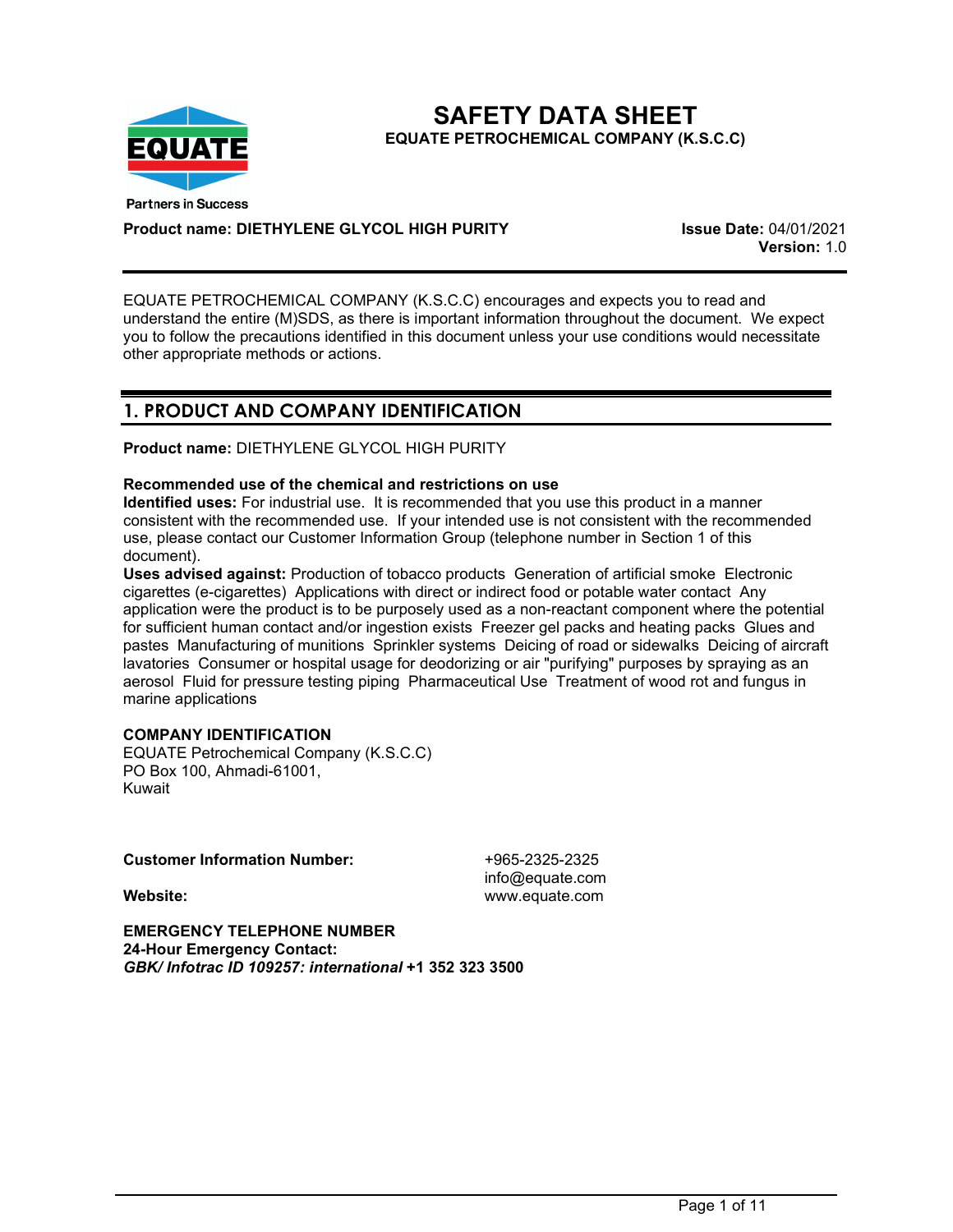# SAFETY DATA SHEET

**EQUATE PETROCHEMICAL COMPANY (K.S.C.C)**

Partners in Success

**Product name: DIETHYLENE GLYCOL HIGH PURITY**

**Issue Date:** 04/01/2021
**Version:** 1.0

EQUATE PETROCHEMICAL COMPANY (K.S.C.C) encourages and expects you to read and understand the entire (M)SDS, as there is important information throughout the document. We expect you to follow the precautions identified in this document unless your use conditions would necessitate other appropriate methods or actions.

## 1. PRODUCT AND COMPANY IDENTIFICATION

**Product name:** DIETHYLENE GLYCOL HIGH PURITY

**Recommended use of the chemical and restrictions on use**
**Identified uses:** For industrial use. It is recommended that you use this product in a manner consistent with the recommended use. If your intended use is not consistent with the recommended use, please contact our Customer Information Group (telephone number in Section 1 of this document).
**Uses advised against:** Production of tobacco products Generation of artificial smoke Electronic cigarettes (e-cigarettes) Applications with direct or indirect food or potable water contact Any application were the product is to be purposely used as a non-reactant component where the potential for sufficient human contact and/or ingestion exists Freezer gel packs and heating packs Glues and pastes Manufacturing of munitions Sprinkler systems Deicing of road or sidewalks Deicing of aircraft lavatories Consumer or hospital usage for deodorizing or air "purifying" purposes by spraying as an aerosol Fluid for pressure testing piping Pharmaceutical Use Treatment of wood rot and fungus in marine applications

**COMPANY IDENTIFICATION**
EQUATE Petrochemical Company (K.S.C.C)
PO Box 100, Ahmadi-61001,
Kuwait

**Customer Information Number:** +965-2325-2325
info@equate.com
**Website:** www.equate.com

**EMERGENCY TELEPHONE NUMBER**
**24-Hour Emergency Contact:**
***GBK/ Infotrac ID 109257: international* +1 352 323 3500**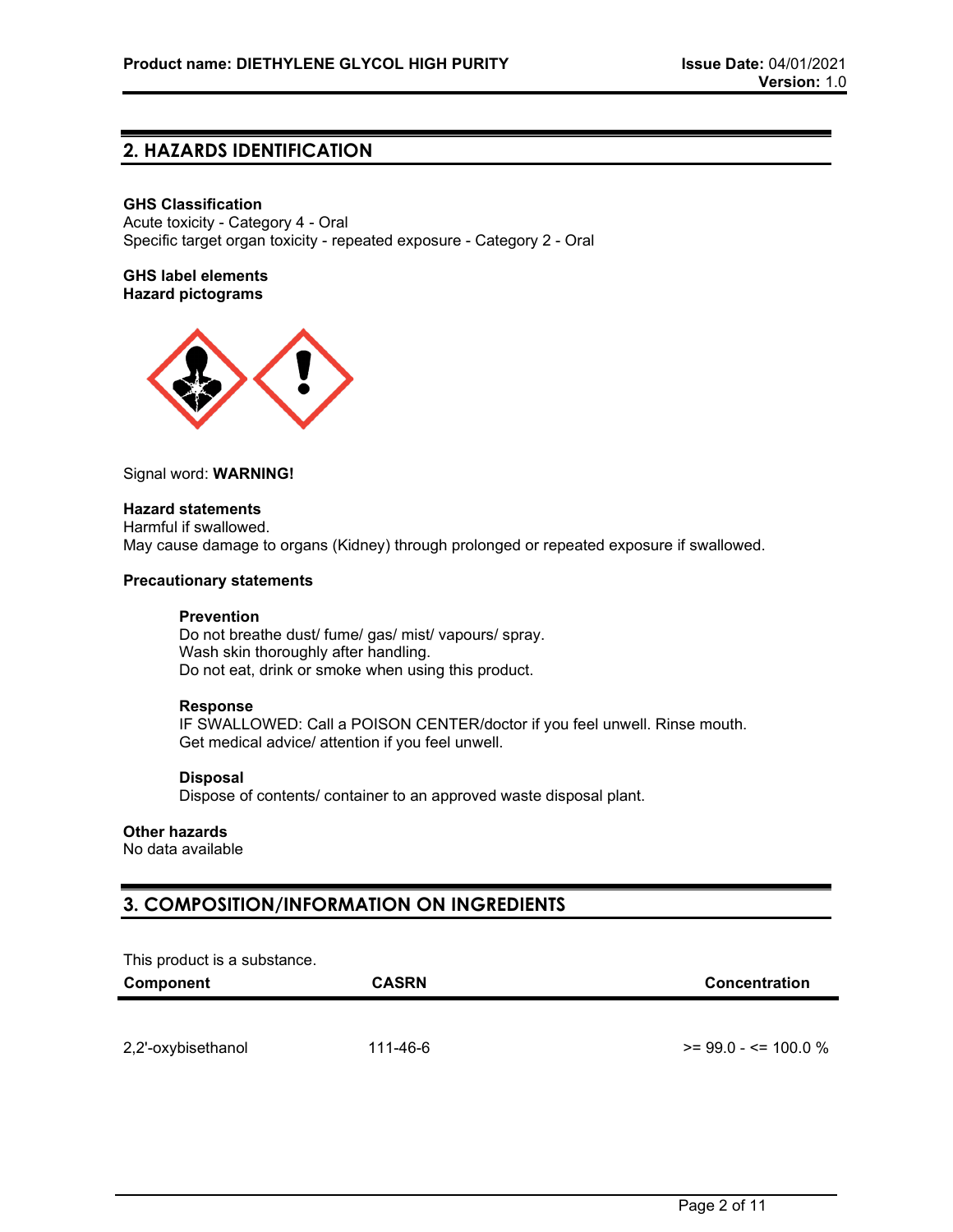## 2. HAZARDS IDENTIFICATION

**GHS Classification**
Acute toxicity - Category 4 - Oral
Specific target organ toxicity - repeated exposure - Category 2 - Oral

**GHS label elements**
**Hazard pictograms**

Signal word: **WARNING!**

**Hazard statements**
Harmful if swallowed.
May cause damage to organs (Kidney) through prolonged or repeated exposure if swallowed.

**Precautionary statements**

**Prevention**
Do not breathe dust/ fume/ gas/ mist/ vapours/ spray.
Wash skin thoroughly after handling.
Do not eat, drink or smoke when using this product.

**Response**
IF SWALLOWED: Call a POISON CENTER/doctor if you feel unwell. Rinse mouth.
Get medical advice/ attention if you feel unwell.

**Disposal**
Dispose of contents/ container to an approved waste disposal plant.

**Other hazards**
No data available

## 3. COMPOSITION/INFORMATION ON INGREDIENTS

This product is a substance.

| Component | CASRN | Concentration |
|---|---|---|
| 2,2'-oxybisethanol | 111-46-6 | >= 99.0 - <= 100.0 % |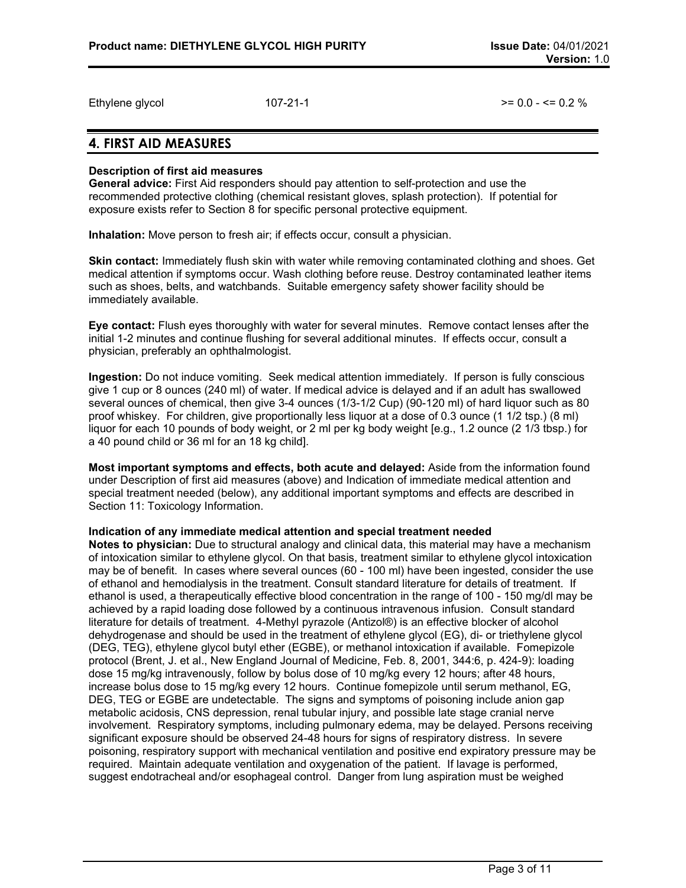| Ethylene glycol | 107-21-1 | >= 0.0 - <= 0.2 % |
| --- | --- | --- |

## 4. FIRST AID MEASURES

**Description of first aid measures**

**General advice:** First Aid responders should pay attention to self-protection and use the recommended protective clothing (chemical resistant gloves, splash protection). If potential for exposure exists refer to Section 8 for specific personal protective equipment.

**Inhalation:** Move person to fresh air; if effects occur, consult a physician.

**Skin contact:** Immediately flush skin with water while removing contaminated clothing and shoes. Get medical attention if symptoms occur. Wash clothing before reuse. Destroy contaminated leather items such as shoes, belts, and watchbands. Suitable emergency safety shower facility should be immediately available.

**Eye contact:** Flush eyes thoroughly with water for several minutes. Remove contact lenses after the initial 1-2 minutes and continue flushing for several additional minutes. If effects occur, consult a physician, preferably an ophthalmologist.

**Ingestion:** Do not induce vomiting. Seek medical attention immediately. If person is fully conscious give 1 cup or 8 ounces (240 ml) of water. If medical advice is delayed and if an adult has swallowed several ounces of chemical, then give 3-4 ounces (1/3-1/2 Cup) (90-120 ml) of hard liquor such as 80 proof whiskey. For children, give proportionally less liquor at a dose of 0.3 ounce (1 1/2 tsp.) (8 ml) liquor for each 10 pounds of body weight, or 2 ml per kg body weight [e.g., 1.2 ounce (2 1/3 tbsp.) for a 40 pound child or 36 ml for an 18 kg child].

**Most important symptoms and effects, both acute and delayed:** Aside from the information found under Description of first aid measures (above) and Indication of immediate medical attention and special treatment needed (below), any additional important symptoms and effects are described in Section 11: Toxicology Information.

**Indication of any immediate medical attention and special treatment needed**

**Notes to physician:** Due to structural analogy and clinical data, this material may have a mechanism of intoxication similar to ethylene glycol. On that basis, treatment similar to ethylene glycol intoxication may be of benefit. In cases where several ounces (60 - 100 ml) have been ingested, consider the use of ethanol and hemodialysis in the treatment. Consult standard literature for details of treatment. If ethanol is used, a therapeutically effective blood concentration in the range of 100 - 150 mg/dl may be achieved by a rapid loading dose followed by a continuous intravenous infusion. Consult standard literature for details of treatment. 4-Methyl pyrazole (Antizol®) is an effective blocker of alcohol dehydrogenase and should be used in the treatment of ethylene glycol (EG), di- or triethylene glycol (DEG, TEG), ethylene glycol butyl ether (EGBE), or methanol intoxication if available. Fomepizole protocol (Brent, J. et al., New England Journal of Medicine, Feb. 8, 2001, 344:6, p. 424-9): loading dose 15 mg/kg intravenously, follow by bolus dose of 10 mg/kg every 12 hours; after 48 hours, increase bolus dose to 15 mg/kg every 12 hours. Continue fomepizole until serum methanol, EG, DEG, TEG or EGBE are undetectable. The signs and symptoms of poisoning include anion gap metabolic acidosis, CNS depression, renal tubular injury, and possible late stage cranial nerve involvement. Respiratory symptoms, including pulmonary edema, may be delayed. Persons receiving significant exposure should be observed 24-48 hours for signs of respiratory distress. In severe poisoning, respiratory support with mechanical ventilation and positive end expiratory pressure may be required. Maintain adequate ventilation and oxygenation of the patient. If lavage is performed, suggest endotracheal and/or esophageal control. Danger from lung aspiration must be weighed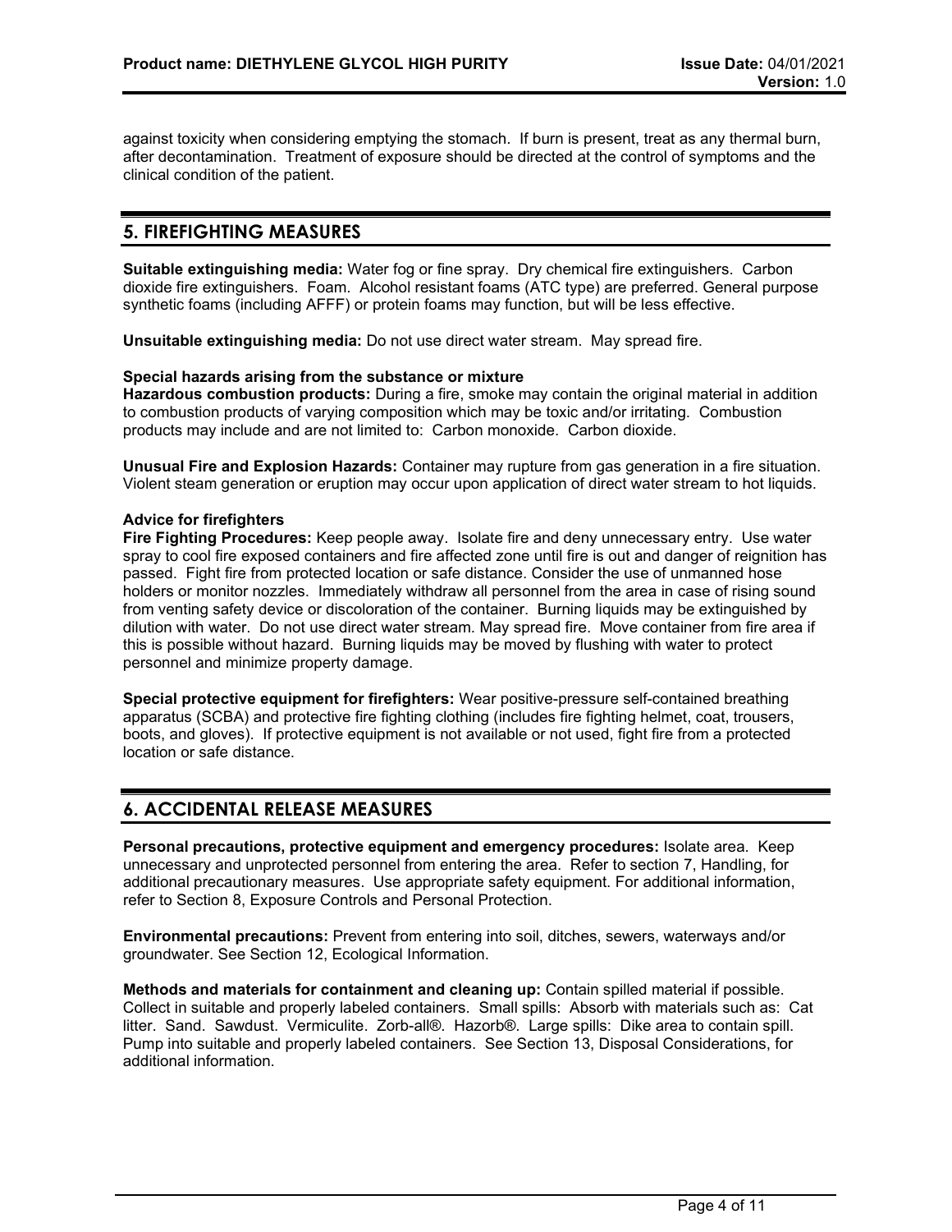against toxicity when considering emptying the stomach. If burn is present, treat as any thermal burn, after decontamination. Treatment of exposure should be directed at the control of symptoms and the clinical condition of the patient.

## 5. FIREFIGHTING MEASURES

**Suitable extinguishing media:** Water fog or fine spray. Dry chemical fire extinguishers. Carbon dioxide fire extinguishers. Foam. Alcohol resistant foams (ATC type) are preferred. General purpose synthetic foams (including AFFF) or protein foams may function, but will be less effective.

**Unsuitable extinguishing media:** Do not use direct water stream. May spread fire.

**Special hazards arising from the substance or mixture**

**Hazardous combustion products:** During a fire, smoke may contain the original material in addition to combustion products of varying composition which may be toxic and/or irritating. Combustion products may include and are not limited to: Carbon monoxide. Carbon dioxide.

**Unusual Fire and Explosion Hazards:** Container may rupture from gas generation in a fire situation. Violent steam generation or eruption may occur upon application of direct water stream to hot liquids.

**Advice for firefighters**

**Fire Fighting Procedures:** Keep people away. Isolate fire and deny unnecessary entry. Use water spray to cool fire exposed containers and fire affected zone until fire is out and danger of reignition has passed. Fight fire from protected location or safe distance. Consider the use of unmanned hose holders or monitor nozzles. Immediately withdraw all personnel from the area in case of rising sound from venting safety device or discoloration of the container. Burning liquids may be extinguished by dilution with water. Do not use direct water stream. May spread fire. Move container from fire area if this is possible without hazard. Burning liquids may be moved by flushing with water to protect personnel and minimize property damage.

**Special protective equipment for firefighters:** Wear positive-pressure self-contained breathing apparatus (SCBA) and protective fire fighting clothing (includes fire fighting helmet, coat, trousers, boots, and gloves). If protective equipment is not available or not used, fight fire from a protected location or safe distance.

## 6. ACCIDENTAL RELEASE MEASURES

**Personal precautions, protective equipment and emergency procedures:** Isolate area. Keep unnecessary and unprotected personnel from entering the area. Refer to section 7, Handling, for additional precautionary measures. Use appropriate safety equipment. For additional information, refer to Section 8, Exposure Controls and Personal Protection.

**Environmental precautions:** Prevent from entering into soil, ditches, sewers, waterways and/or groundwater. See Section 12, Ecological Information.

**Methods and materials for containment and cleaning up:** Contain spilled material if possible. Collect in suitable and properly labeled containers. Small spills: Absorb with materials such as: Cat litter. Sand. Sawdust. Vermiculite. Zorb-all®. Hazorb®. Large spills: Dike area to contain spill. Pump into suitable and properly labeled containers. See Section 13, Disposal Considerations, for additional information.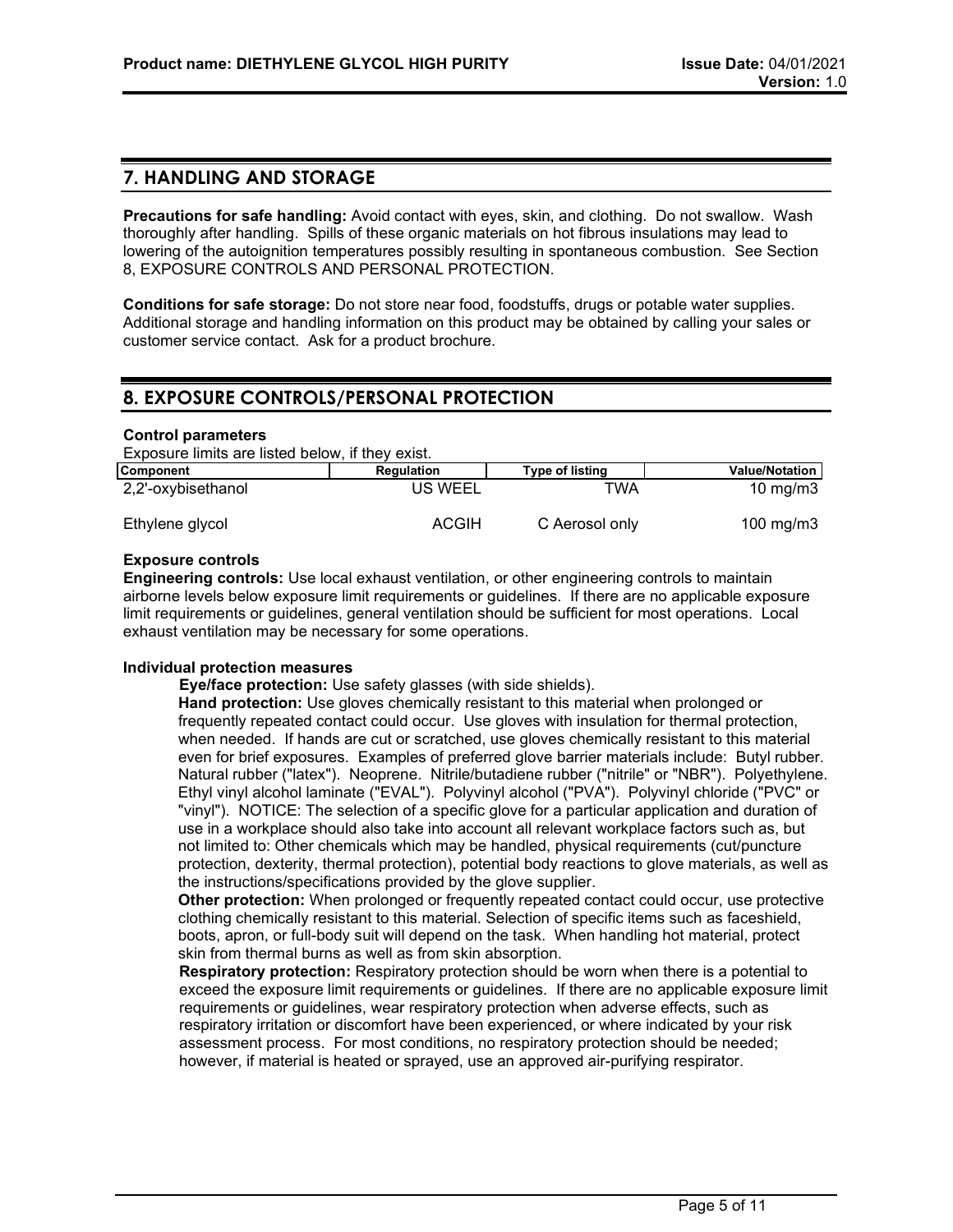## 7. HANDLING AND STORAGE

**Precautions for safe handling:** Avoid contact with eyes, skin, and clothing. Do not swallow. Wash thoroughly after handling. Spills of these organic materials on hot fibrous insulations may lead to lowering of the autoignition temperatures possibly resulting in spontaneous combustion. See Section 8, EXPOSURE CONTROLS AND PERSONAL PROTECTION.

**Conditions for safe storage:** Do not store near food, foodstuffs, drugs or potable water supplies. Additional storage and handling information on this product may be obtained by calling your sales or customer service contact. Ask for a product brochure.

## 8. EXPOSURE CONTROLS/PERSONAL PROTECTION

**Control parameters**

Exposure limits are listed below, if they exist.

| Component | Regulation | Type of listing | Value/Notation |
|---|---|---|---|
| 2,2'-oxybisethanol | US WEEL | TWA | 10 mg/m3 |
| Ethylene glycol | ACGIH | C Aerosol only | 100 mg/m3 |

**Exposure controls**

**Engineering controls:** Use local exhaust ventilation, or other engineering controls to maintain airborne levels below exposure limit requirements or guidelines. If there are no applicable exposure limit requirements or guidelines, general ventilation should be sufficient for most operations. Local exhaust ventilation may be necessary for some operations.

**Individual protection measures**

**Eye/face protection:** Use safety glasses (with side shields).

**Hand protection:** Use gloves chemically resistant to this material when prolonged or frequently repeated contact could occur. Use gloves with insulation for thermal protection, when needed. If hands are cut or scratched, use gloves chemically resistant to this material even for brief exposures. Examples of preferred glove barrier materials include: Butyl rubber. Natural rubber ("latex"). Neoprene. Nitrile/butadiene rubber ("nitrile" or "NBR"). Polyethylene. Ethyl vinyl alcohol laminate ("EVAL"). Polyvinyl alcohol ("PVA"). Polyvinyl chloride ("PVC" or "vinyl"). NOTICE: The selection of a specific glove for a particular application and duration of use in a workplace should also take into account all relevant workplace factors such as, but not limited to: Other chemicals which may be handled, physical requirements (cut/puncture protection, dexterity, thermal protection), potential body reactions to glove materials, as well as the instructions/specifications provided by the glove supplier.

**Other protection:** When prolonged or frequently repeated contact could occur, use protective clothing chemically resistant to this material. Selection of specific items such as faceshield, boots, apron, or full-body suit will depend on the task. When handling hot material, protect skin from thermal burns as well as from skin absorption.

**Respiratory protection:** Respiratory protection should be worn when there is a potential to exceed the exposure limit requirements or guidelines. If there are no applicable exposure limit requirements or guidelines, wear respiratory protection when adverse effects, such as respiratory irritation or discomfort have been experienced, or where indicated by your risk assessment process. For most conditions, no respiratory protection should be needed; however, if material is heated or sprayed, use an approved air-purifying respirator.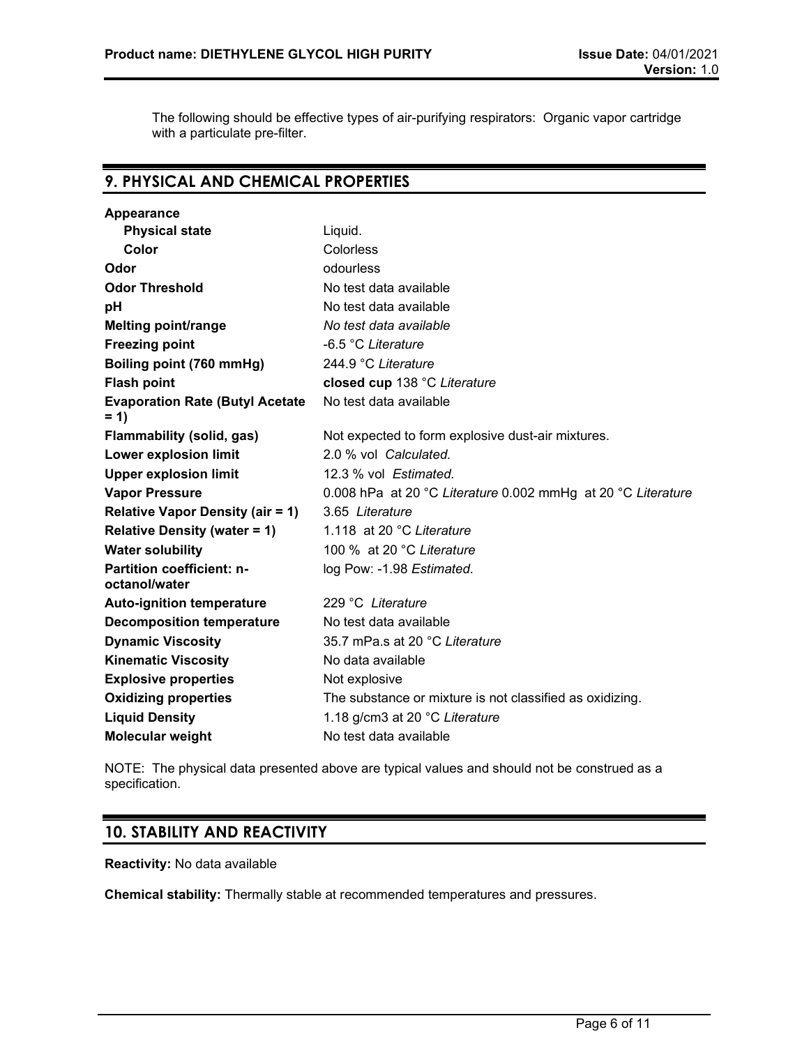The following should be effective types of air-purifying respirators: Organic vapor cartridge with a particulate pre-filter.

## 9. PHYSICAL AND CHEMICAL PROPERTIES

| Property | Value |
|---|---|
| **Appearance** | |
| **Physical state** | Liquid. |
| **Color** | Colorless |
| **Odor** | odourless |
| **Odor Threshold** | No test data available |
| **pH** | No test data available |
| **Melting point/range** | *No test data available* |
| **Freezing point** | -6.5 °C *Literature* |
| **Boiling point (760 mmHg)** | 244.9 °C *Literature* |
| **Flash point** | **closed cup** 138 °C *Literature* |
| **Evaporation Rate (Butyl Acetate = 1)** | No test data available |
| **Flammability (solid, gas)** | Not expected to form explosive dust-air mixtures. |
| **Lower explosion limit** | 2.0 % vol *Calculated.* |
| **Upper explosion limit** | 12.3 % vol *Estimated.* |
| **Vapor Pressure** | 0.008 hPa at 20 °C *Literature* 0.002 mmHg at 20 °C *Literature* |
| **Relative Vapor Density (air = 1)** | 3.65 *Literature* |
| **Relative Density (water = 1)** | 1.118 at 20 °C *Literature* |
| **Water solubility** | 100 % at 20 °C *Literature* |
| **Partition coefficient: n-octanol/water** | log Pow: -1.98 *Estimated.* |
| **Auto-ignition temperature** | 229 °C *Literature* |
| **Decomposition temperature** | No test data available |
| **Dynamic Viscosity** | 35.7 mPa.s at 20 °C *Literature* |
| **Kinematic Viscosity** | No data available |
| **Explosive properties** | Not explosive |
| **Oxidizing properties** | The substance or mixture is not classified as oxidizing. |
| **Liquid Density** | 1.18 g/cm3 at 20 °C *Literature* |
| **Molecular weight** | No test data available |

NOTE: The physical data presented above are typical values and should not be construed as a specification.

## 10. STABILITY AND REACTIVITY

**Reactivity:** No data available

**Chemical stability:** Thermally stable at recommended temperatures and pressures.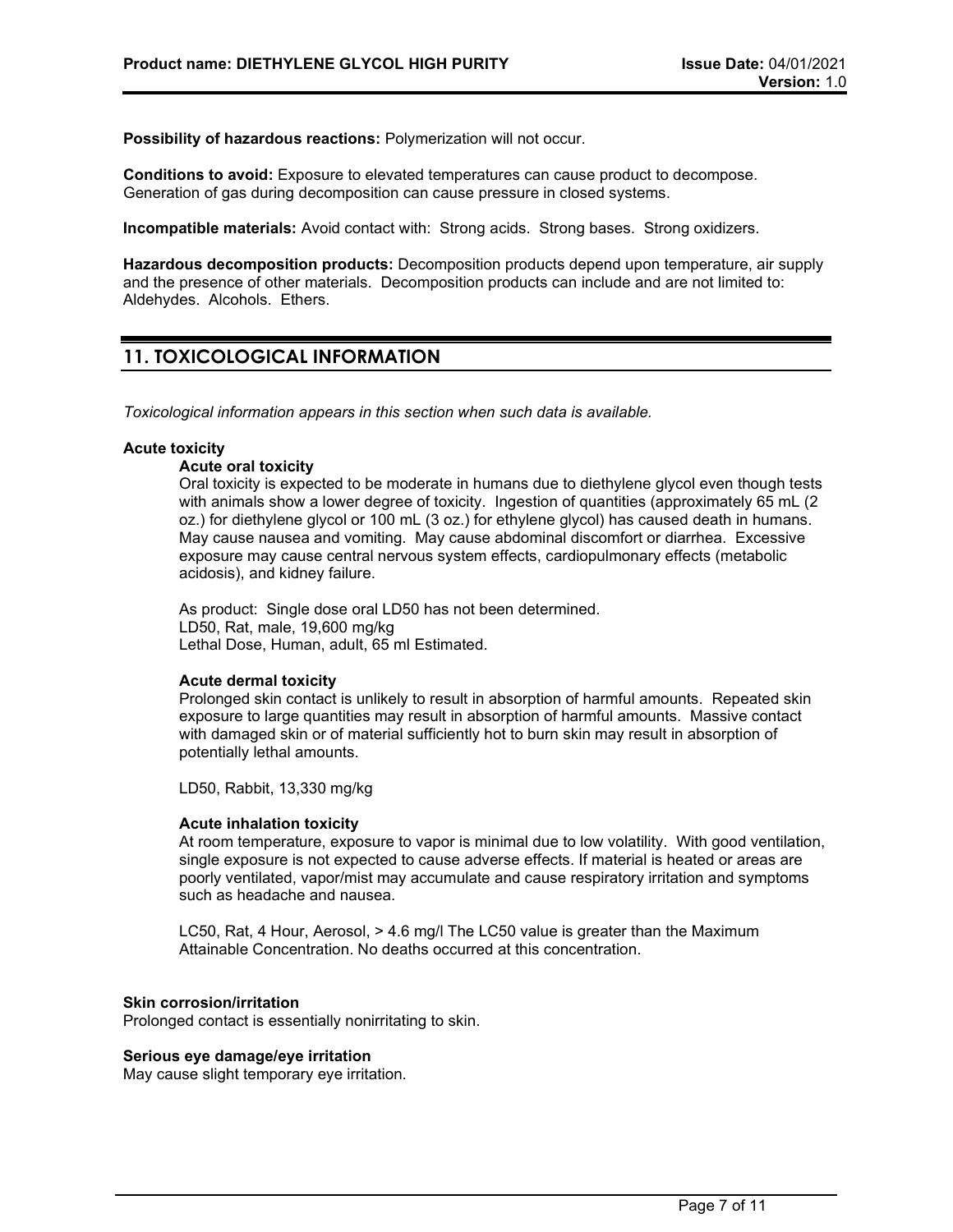**Possibility of hazardous reactions:** Polymerization will not occur.

**Conditions to avoid:** Exposure to elevated temperatures can cause product to decompose. Generation of gas during decomposition can cause pressure in closed systems.

**Incompatible materials:** Avoid contact with: Strong acids. Strong bases. Strong oxidizers.

**Hazardous decomposition products:** Decomposition products depend upon temperature, air supply and the presence of other materials. Decomposition products can include and are not limited to: Aldehydes. Alcohols. Ethers.

## 11. TOXICOLOGICAL INFORMATION

*Toxicological information appears in this section when such data is available.*

**Acute toxicity**

**Acute oral toxicity**

Oral toxicity is expected to be moderate in humans due to diethylene glycol even though tests with animals show a lower degree of toxicity. Ingestion of quantities (approximately 65 mL (2 oz.) for diethylene glycol or 100 mL (3 oz.) for ethylene glycol) has caused death in humans. May cause nausea and vomiting. May cause abdominal discomfort or diarrhea. Excessive exposure may cause central nervous system effects, cardiopulmonary effects (metabolic acidosis), and kidney failure.

As product: Single dose oral LD50 has not been determined.
LD50, Rat, male, 19,600 mg/kg
Lethal Dose, Human, adult, 65 ml Estimated.

**Acute dermal toxicity**

Prolonged skin contact is unlikely to result in absorption of harmful amounts. Repeated skin exposure to large quantities may result in absorption of harmful amounts. Massive contact with damaged skin or of material sufficiently hot to burn skin may result in absorption of potentially lethal amounts.

LD50, Rabbit, 13,330 mg/kg

**Acute inhalation toxicity**

At room temperature, exposure to vapor is minimal due to low volatility. With good ventilation, single exposure is not expected to cause adverse effects. If material is heated or areas are poorly ventilated, vapor/mist may accumulate and cause respiratory irritation and symptoms such as headache and nausea.

LC50, Rat, 4 Hour, Aerosol, > 4.6 mg/l The LC50 value is greater than the Maximum Attainable Concentration. No deaths occurred at this concentration.

**Skin corrosion/irritation**

Prolonged contact is essentially nonirritating to skin.

**Serious eye damage/eye irritation**

May cause slight temporary eye irritation.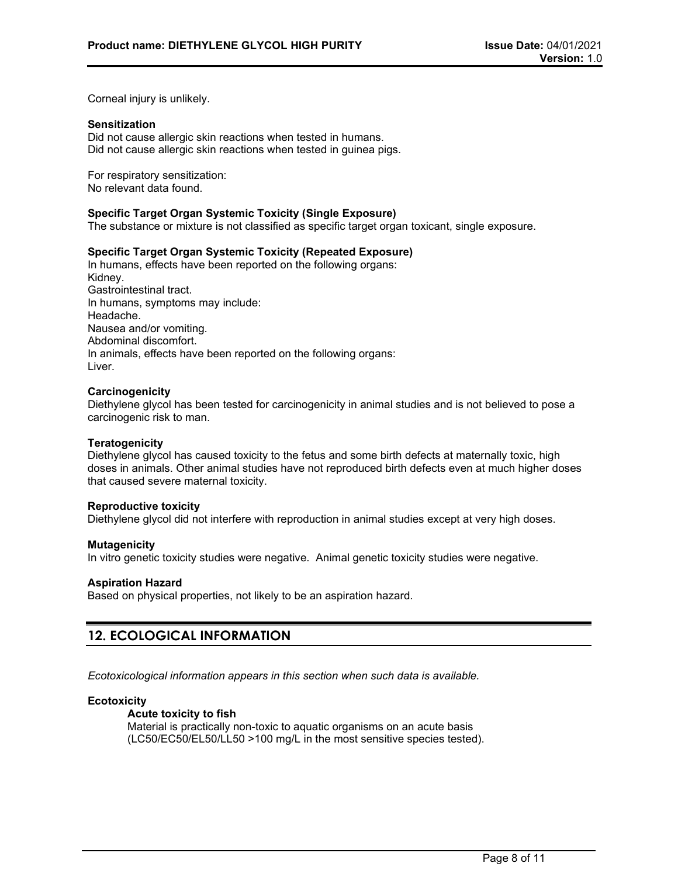Corneal injury is unlikely.

**Sensitization**
Did not cause allergic skin reactions when tested in humans.
Did not cause allergic skin reactions when tested in guinea pigs.

For respiratory sensitization:
No relevant data found.

**Specific Target Organ Systemic Toxicity (Single Exposure)**
The substance or mixture is not classified as specific target organ toxicant, single exposure.

**Specific Target Organ Systemic Toxicity (Repeated Exposure)**
In humans, effects have been reported on the following organs:
Kidney.
Gastrointestinal tract.
In humans, symptoms may include:
Headache.
Nausea and/or vomiting.
Abdominal discomfort.
In animals, effects have been reported on the following organs:
Liver.

**Carcinogenicity**
Diethylene glycol has been tested for carcinogenicity in animal studies and is not believed to pose a carcinogenic risk to man.

**Teratogenicity**
Diethylene glycol has caused toxicity to the fetus and some birth defects at maternally toxic, high doses in animals. Other animal studies have not reproduced birth defects even at much higher doses that caused severe maternal toxicity.

**Reproductive toxicity**
Diethylene glycol did not interfere with reproduction in animal studies except at very high doses.

**Mutagenicity**
In vitro genetic toxicity studies were negative. Animal genetic toxicity studies were negative.

**Aspiration Hazard**
Based on physical properties, not likely to be an aspiration hazard.

## 12. ECOLOGICAL INFORMATION

*Ecotoxicological information appears in this section when such data is available.*

**Ecotoxicity**

**Acute toxicity to fish**
Material is practically non-toxic to aquatic organisms on an acute basis (LC50/EC50/EL50/LL50 >100 mg/L in the most sensitive species tested).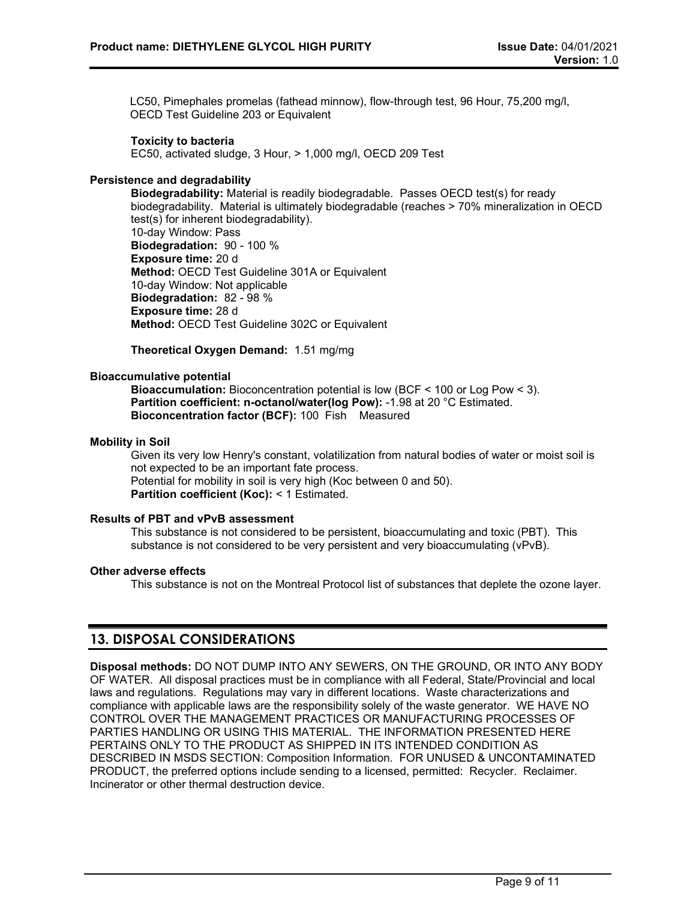LC50, Pimephales promelas (fathead minnow), flow-through test, 96 Hour, 75,200 mg/l, OECD Test Guideline 203 or Equivalent

**Toxicity to bacteria**
EC50, activated sludge, 3 Hour, > 1,000 mg/l, OECD 209 Test

**Persistence and degradability**

**Biodegradability:** Material is readily biodegradable. Passes OECD test(s) for ready biodegradability. Material is ultimately biodegradable (reaches > 70% mineralization in OECD test(s) for inherent biodegradability).
10-day Window: Pass
**Biodegradation:** 90 - 100 %
**Exposure time:** 20 d
**Method:** OECD Test Guideline 301A or Equivalent
10-day Window: Not applicable
**Biodegradation:** 82 - 98 %
**Exposure time:** 28 d
**Method:** OECD Test Guideline 302C or Equivalent

**Theoretical Oxygen Demand:** 1.51 mg/mg

**Bioaccumulative potential**

**Bioaccumulation:** Bioconcentration potential is low (BCF < 100 or Log Pow < 3).
**Partition coefficient: n-octanol/water(log Pow):** -1.98 at 20 °C Estimated.
**Bioconcentration factor (BCF):** 100 Fish Measured

**Mobility in Soil**

Given its very low Henry's constant, volatilization from natural bodies of water or moist soil is not expected to be an important fate process.
Potential for mobility in soil is very high (Koc between 0 and 50).
**Partition coefficient (Koc):** < 1 Estimated.

**Results of PBT and vPvB assessment**

This substance is not considered to be persistent, bioaccumulating and toxic (PBT). This substance is not considered to be very persistent and very bioaccumulating (vPvB).

**Other adverse effects**

This substance is not on the Montreal Protocol list of substances that deplete the ozone layer.

## 13. DISPOSAL CONSIDERATIONS

**Disposal methods:** DO NOT DUMP INTO ANY SEWERS, ON THE GROUND, OR INTO ANY BODY OF WATER. All disposal practices must be in compliance with all Federal, State/Provincial and local laws and regulations. Regulations may vary in different locations. Waste characterizations and compliance with applicable laws are the responsibility solely of the waste generator. WE HAVE NO CONTROL OVER THE MANAGEMENT PRACTICES OR MANUFACTURING PROCESSES OF PARTIES HANDLING OR USING THIS MATERIAL. THE INFORMATION PRESENTED HERE PERTAINS ONLY TO THE PRODUCT AS SHIPPED IN ITS INTENDED CONDITION AS DESCRIBED IN MSDS SECTION: Composition Information. FOR UNUSED & UNCONTAMINATED PRODUCT, the preferred options include sending to a licensed, permitted: Recycler. Reclaimer. Incinerator or other thermal destruction device.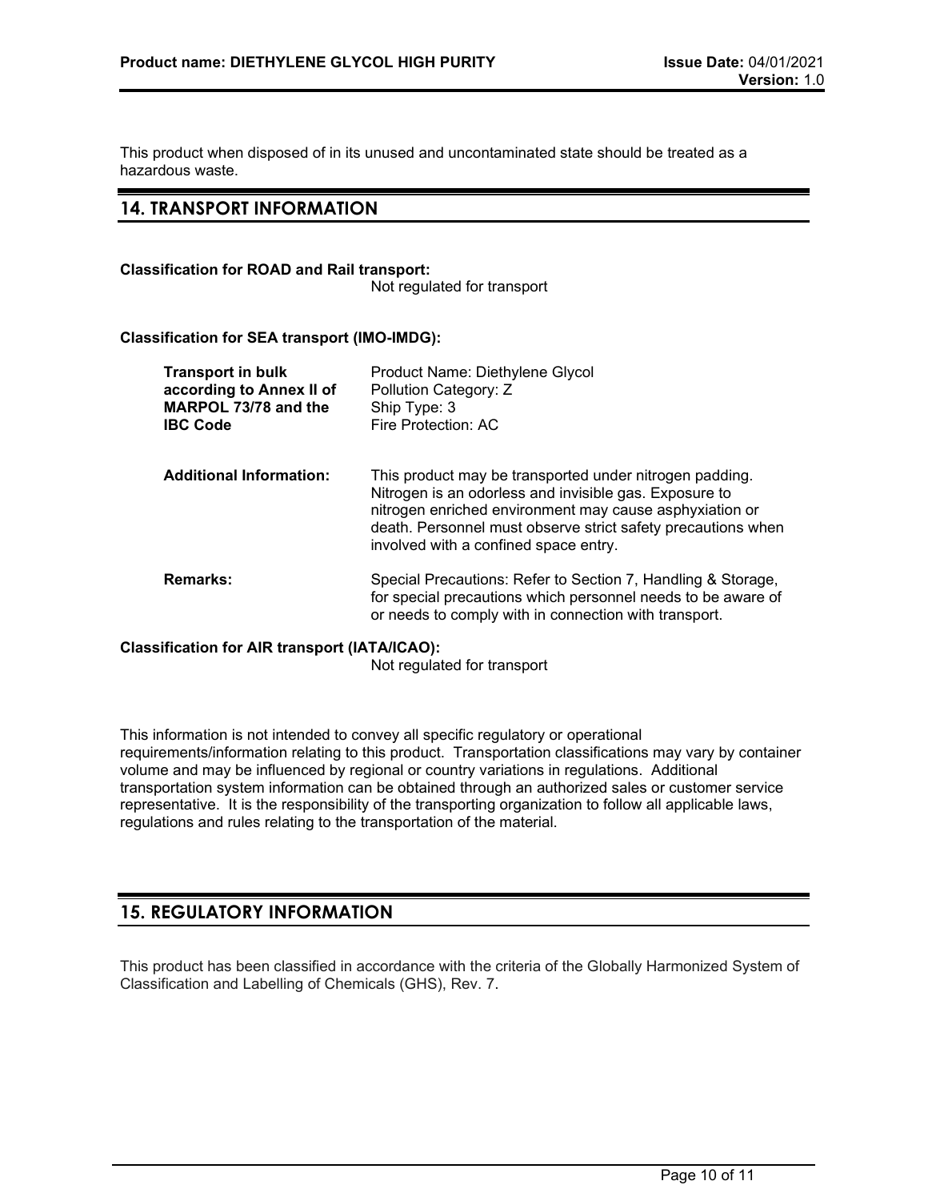This product when disposed of in its unused and uncontaminated state should be treated as a hazardous waste.

## 14. TRANSPORT INFORMATION

**Classification for ROAD and Rail transport:**

Not regulated for transport

**Classification for SEA transport (IMO-IMDG):**

| | |
|---|---|
| **Transport in bulk according to Annex II of MARPOL 73/78 and the IBC Code** | Product Name: Diethylene Glycol<br>Pollution Category: Z<br>Ship Type: 3<br>Fire Protection: AC |
| **Additional Information:** | This product may be transported under nitrogen padding. Nitrogen is an odorless and invisible gas. Exposure to nitrogen enriched environment may cause asphyxiation or death. Personnel must observe strict safety precautions when involved with a confined space entry. |
| **Remarks:** | Special Precautions: Refer to Section 7, Handling & Storage, for special precautions which personnel needs to be aware of or needs to comply with in connection with transport. |

**Classification for AIR transport (IATA/ICAO):**

Not regulated for transport

This information is not intended to convey all specific regulatory or operational requirements/information relating to this product. Transportation classifications may vary by container volume and may be influenced by regional or country variations in regulations. Additional transportation system information can be obtained through an authorized sales or customer service representative. It is the responsibility of the transporting organization to follow all applicable laws, regulations and rules relating to the transportation of the material.

## 15. REGULATORY INFORMATION

This product has been classified in accordance with the criteria of the Globally Harmonized System of Classification and Labelling of Chemicals (GHS), Rev. 7.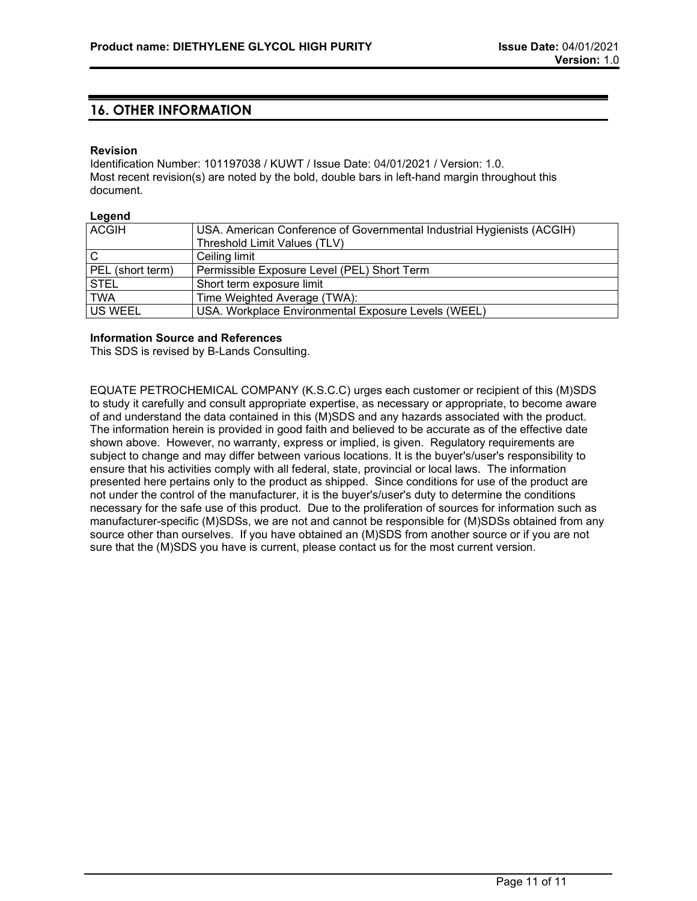## 16. OTHER INFORMATION

**Revision**

Identification Number: 101197038 / KUWT / Issue Date: 04/01/2021 / Version: 1.0.
Most recent revision(s) are noted by the bold, double bars in left-hand margin throughout this document.

**Legend**

| | |
|---|---|
| ACGIH | USA. American Conference of Governmental Industrial Hygienists (ACGIH) Threshold Limit Values (TLV) |
| C | Ceiling limit |
| PEL (short term) | Permissible Exposure Level (PEL) Short Term |
| STEL | Short term exposure limit |
| TWA | Time Weighted Average (TWA): |
| US WEEL | USA. Workplace Environmental Exposure Levels (WEEL) |

**Information Source and References**

This SDS is revised by B-Lands Consulting.

EQUATE PETROCHEMICAL COMPANY (K.S.C.C) urges each customer or recipient of this (M)SDS to study it carefully and consult appropriate expertise, as necessary or appropriate, to become aware of and understand the data contained in this (M)SDS and any hazards associated with the product. The information herein is provided in good faith and believed to be accurate as of the effective date shown above. However, no warranty, express or implied, is given. Regulatory requirements are subject to change and may differ between various locations. It is the buyer's/user's responsibility to ensure that his activities comply with all federal, state, provincial or local laws. The information presented here pertains only to the product as shipped. Since conditions for use of the product are not under the control of the manufacturer, it is the buyer's/user's duty to determine the conditions necessary for the safe use of this product. Due to the proliferation of sources for information such as manufacturer-specific (M)SDSs, we are not and cannot be responsible for (M)SDSs obtained from any source other than ourselves. If you have obtained an (M)SDS from another source or if you are not sure that the (M)SDS you have is current, please contact us for the most current version.